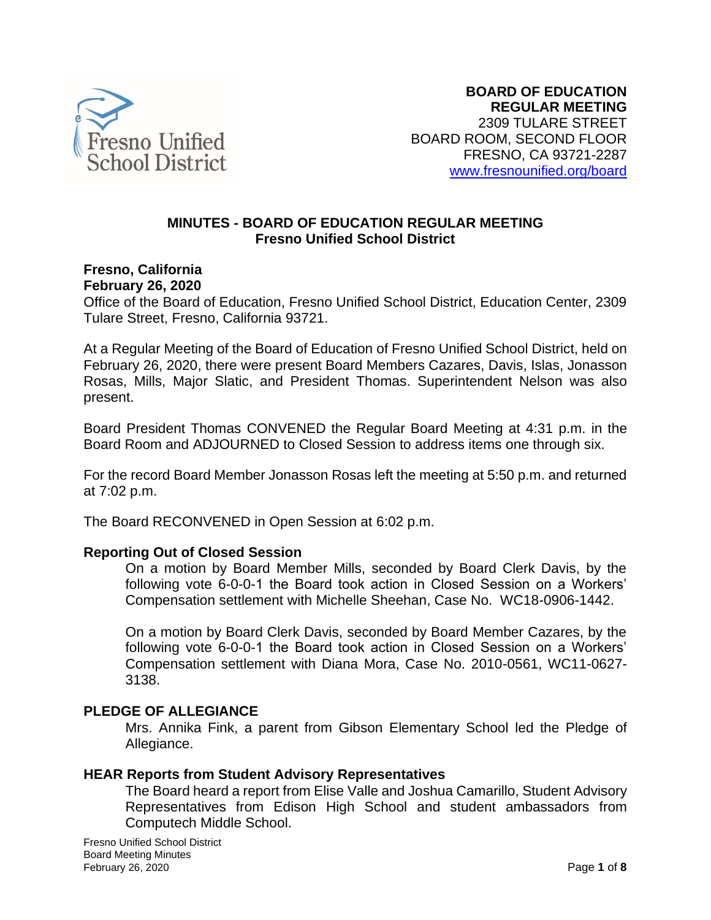**BOARD OF EDUCATION**
**REGULAR MEETING**
2309 TULARE STREET
BOARD ROOM, SECOND FLOOR
FRESNO, CA 93721-2287
www.fresnounified.org/board

# MINUTES - BOARD OF EDUCATION REGULAR MEETING
## Fresno Unified School District

**Fresno, California**
**February 26, 2020**
Office of the Board of Education, Fresno Unified School District, Education Center, 2309 Tulare Street, Fresno, California 93721.

At a Regular Meeting of the Board of Education of Fresno Unified School District, held on February 26, 2020, there were present Board Members Cazares, Davis, Islas, Jonasson Rosas, Mills, Major Slatic, and President Thomas. Superintendent Nelson was also present.

Board President Thomas CONVENED the Regular Board Meeting at 4:31 p.m. in the Board Room and ADJOURNED to Closed Session to address items one through six.

For the record Board Member Jonasson Rosas left the meeting at 5:50 p.m. and returned at 7:02 p.m.

The Board RECONVENED in Open Session at 6:02 p.m.

### Reporting Out of Closed Session

On a motion by Board Member Mills, seconded by Board Clerk Davis, by the following vote 6-0-0-1 the Board took action in Closed Session on a Workers' Compensation settlement with Michelle Sheehan, Case No. WC18-0906-1442.

On a motion by Board Clerk Davis, seconded by Board Member Cazares, by the following vote 6-0-0-1 the Board took action in Closed Session on a Workers' Compensation settlement with Diana Mora, Case No. 2010-0561, WC11-0627-3138.

### PLEDGE OF ALLEGIANCE

Mrs. Annika Fink, a parent from Gibson Elementary School led the Pledge of Allegiance.

### HEAR Reports from Student Advisory Representatives

The Board heard a report from Elise Valle and Joshua Camarillo, Student Advisory Representatives from Edison High School and student ambassadors from Computech Middle School.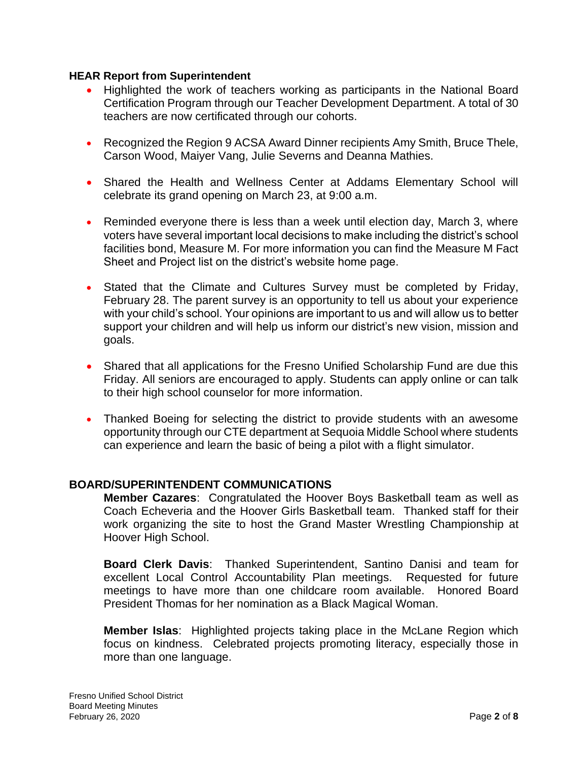**HEAR Report from Superintendent**

- Highlighted the work of teachers working as participants in the National Board Certification Program through our Teacher Development Department. A total of 30 teachers are now certificated through our cohorts.
- Recognized the Region 9 ACSA Award Dinner recipients Amy Smith, Bruce Thele, Carson Wood, Maiyer Vang, Julie Severns and Deanna Mathies.
- Shared the Health and Wellness Center at Addams Elementary School will celebrate its grand opening on March 23, at 9:00 a.m.
- Reminded everyone there is less than a week until election day, March 3, where voters have several important local decisions to make including the district's school facilities bond, Measure M. For more information you can find the Measure M Fact Sheet and Project list on the district's website home page.
- Stated that the Climate and Cultures Survey must be completed by Friday, February 28. The parent survey is an opportunity to tell us about your experience with your child's school. Your opinions are important to us and will allow us to better support your children and will help us inform our district's new vision, mission and goals.
- Shared that all applications for the Fresno Unified Scholarship Fund are due this Friday. All seniors are encouraged to apply. Students can apply online or can talk to their high school counselor for more information.
- Thanked Boeing for selecting the district to provide students with an awesome opportunity through our CTE department at Sequoia Middle School where students can experience and learn the basic of being a pilot with a flight simulator.

**BOARD/SUPERINTENDENT COMMUNICATIONS**

**Member Cazares**: Congratulated the Hoover Boys Basketball team as well as Coach Echeveria and the Hoover Girls Basketball team. Thanked staff for their work organizing the site to host the Grand Master Wrestling Championship at Hoover High School.

**Board Clerk Davis**: Thanked Superintendent, Santino Danisi and team for excellent Local Control Accountability Plan meetings. Requested for future meetings to have more than one childcare room available. Honored Board President Thomas for her nomination as a Black Magical Woman.

**Member Islas**: Highlighted projects taking place in the McLane Region which focus on kindness. Celebrated projects promoting literacy, especially those in more than one language.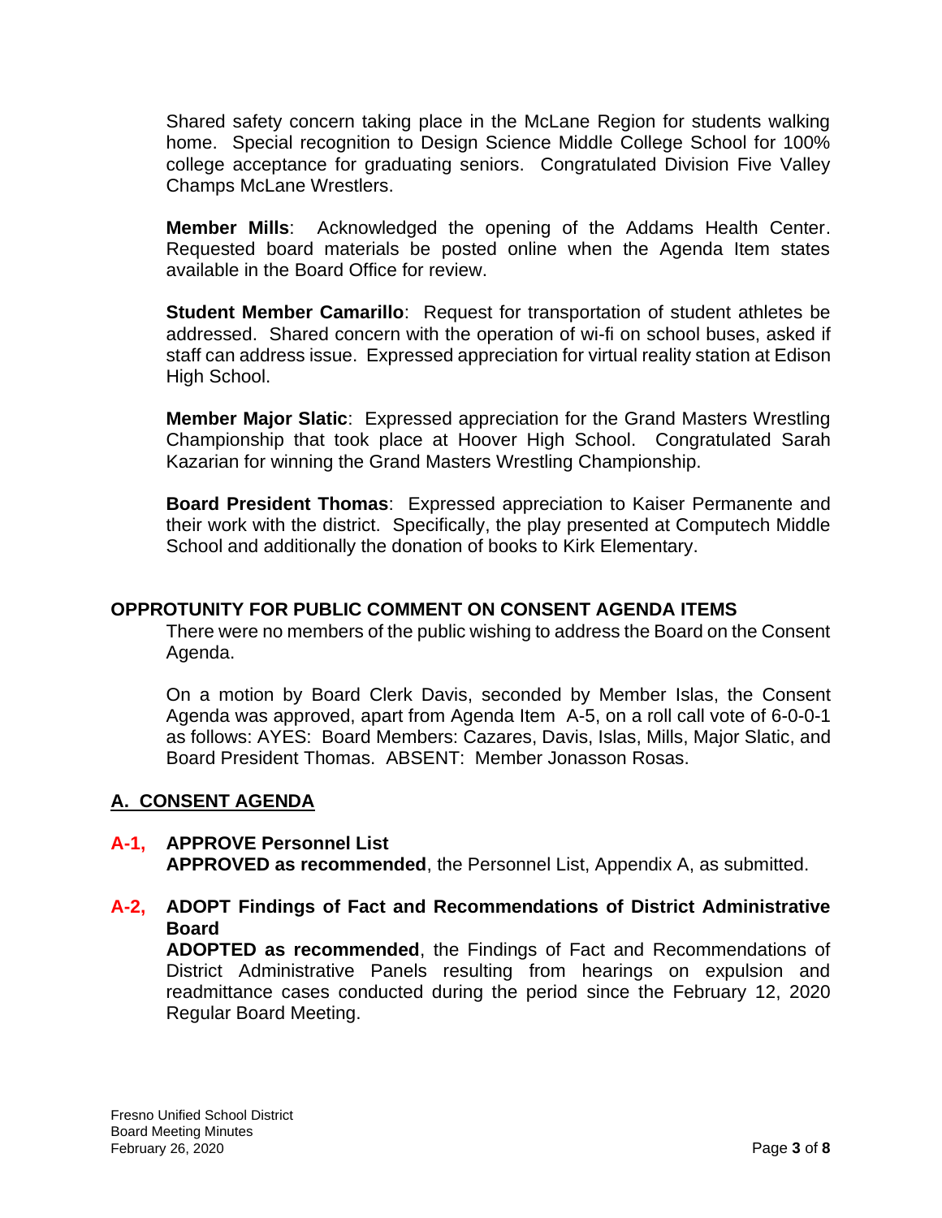Shared safety concern taking place in the McLane Region for students walking home. Special recognition to Design Science Middle College School for 100% college acceptance for graduating seniors. Congratulated Division Five Valley Champs McLane Wrestlers.

**Member Mills**: Acknowledged the opening of the Addams Health Center. Requested board materials be posted online when the Agenda Item states available in the Board Office for review.

**Student Member Camarillo**: Request for transportation of student athletes be addressed. Shared concern with the operation of wi-fi on school buses, asked if staff can address issue. Expressed appreciation for virtual reality station at Edison High School.

**Member Major Slatic**: Expressed appreciation for the Grand Masters Wrestling Championship that took place at Hoover High School. Congratulated Sarah Kazarian for winning the Grand Masters Wrestling Championship.

**Board President Thomas**: Expressed appreciation to Kaiser Permanente and their work with the district. Specifically, the play presented at Computech Middle School and additionally the donation of books to Kirk Elementary.

## OPPROTUNITY FOR PUBLIC COMMENT ON CONSENT AGENDA ITEMS

There were no members of the public wishing to address the Board on the Consent Agenda.

On a motion by Board Clerk Davis, seconded by Member Islas, the Consent Agenda was approved, apart from Agenda Item A-5, on a roll call vote of 6-0-0-1 as follows: AYES: Board Members: Cazares, Davis, Islas, Mills, Major Slatic, and Board President Thomas. ABSENT: Member Jonasson Rosas.

## A. CONSENT AGENDA

**A-1, APPROVE Personnel List**
**APPROVED as recommended**, the Personnel List, Appendix A, as submitted.

**A-2, ADOPT Findings of Fact and Recommendations of District Administrative Board**
**ADOPTED as recommended**, the Findings of Fact and Recommendations of District Administrative Panels resulting from hearings on expulsion and readmittance cases conducted during the period since the February 12, 2020 Regular Board Meeting.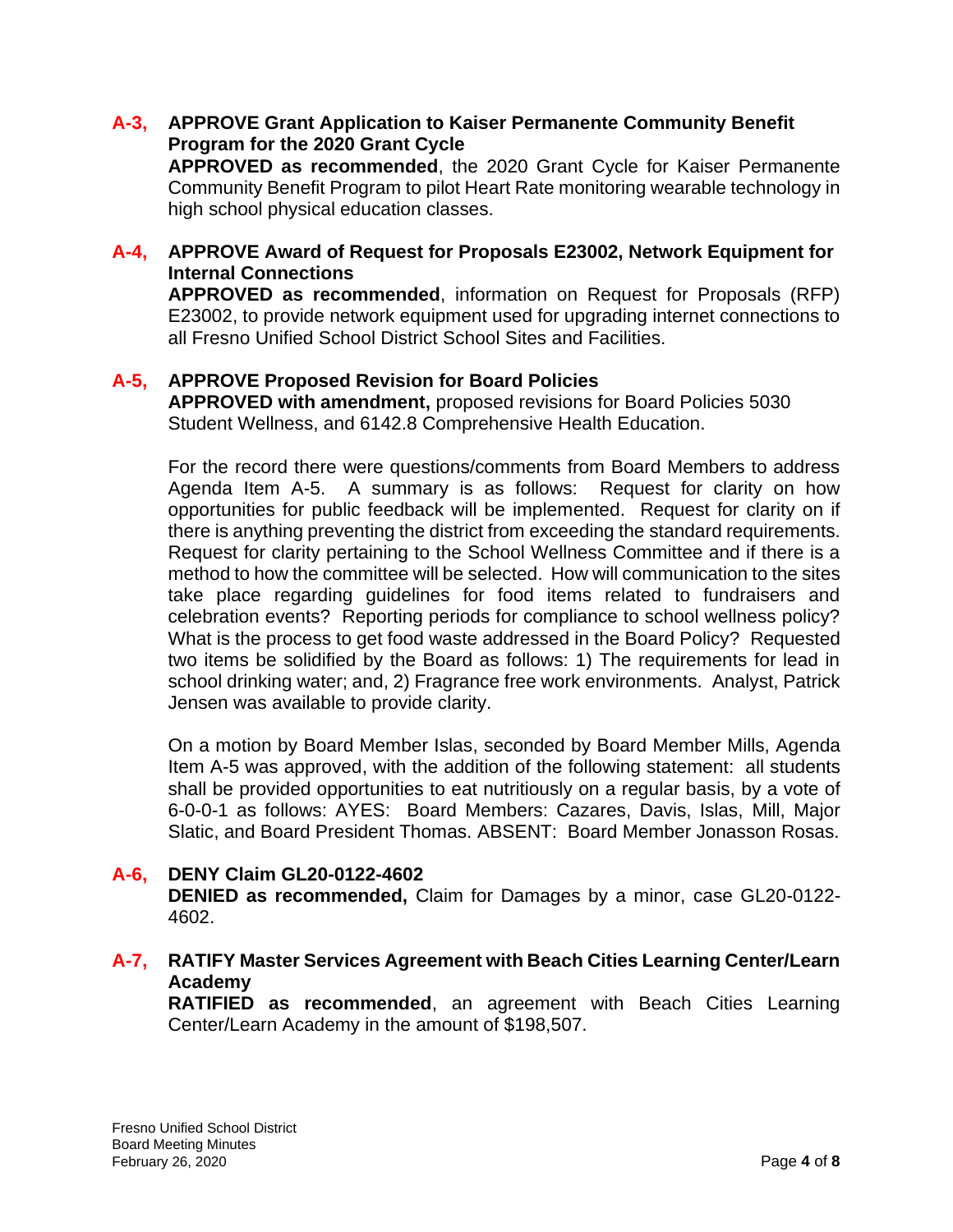**A-3, APPROVE Grant Application to Kaiser Permanente Community Benefit Program for the 2020 Grant Cycle**

**APPROVED as recommended**, the 2020 Grant Cycle for Kaiser Permanente Community Benefit Program to pilot Heart Rate monitoring wearable technology in high school physical education classes.

**A-4, APPROVE Award of Request for Proposals E23002, Network Equipment for Internal Connections**

**APPROVED as recommended**, information on Request for Proposals (RFP) E23002, to provide network equipment used for upgrading internet connections to all Fresno Unified School District School Sites and Facilities.

**A-5, APPROVE Proposed Revision for Board Policies**

**APPROVED with amendment,** proposed revisions for Board Policies 5030 Student Wellness, and 6142.8 Comprehensive Health Education.

For the record there were questions/comments from Board Members to address Agenda Item A-5. A summary is as follows: Request for clarity on how opportunities for public feedback will be implemented. Request for clarity on if there is anything preventing the district from exceeding the standard requirements. Request for clarity pertaining to the School Wellness Committee and if there is a method to how the committee will be selected. How will communication to the sites take place regarding guidelines for food items related to fundraisers and celebration events? Reporting periods for compliance to school wellness policy? What is the process to get food waste addressed in the Board Policy? Requested two items be solidified by the Board as follows: 1) The requirements for lead in school drinking water; and, 2) Fragrance free work environments. Analyst, Patrick Jensen was available to provide clarity.

On a motion by Board Member Islas, seconded by Board Member Mills, Agenda Item A-5 was approved, with the addition of the following statement: all students shall be provided opportunities to eat nutritiously on a regular basis, by a vote of 6-0-0-1 as follows: AYES: Board Members: Cazares, Davis, Islas, Mill, Major Slatic, and Board President Thomas. ABSENT: Board Member Jonasson Rosas.

**A-6, DENY Claim GL20-0122-4602**

**DENIED as recommended,** Claim for Damages by a minor, case GL20-0122-4602.

**A-7, RATIFY Master Services Agreement with Beach Cities Learning Center/Learn Academy**

**RATIFIED as recommended**, an agreement with Beach Cities Learning Center/Learn Academy in the amount of $198,507.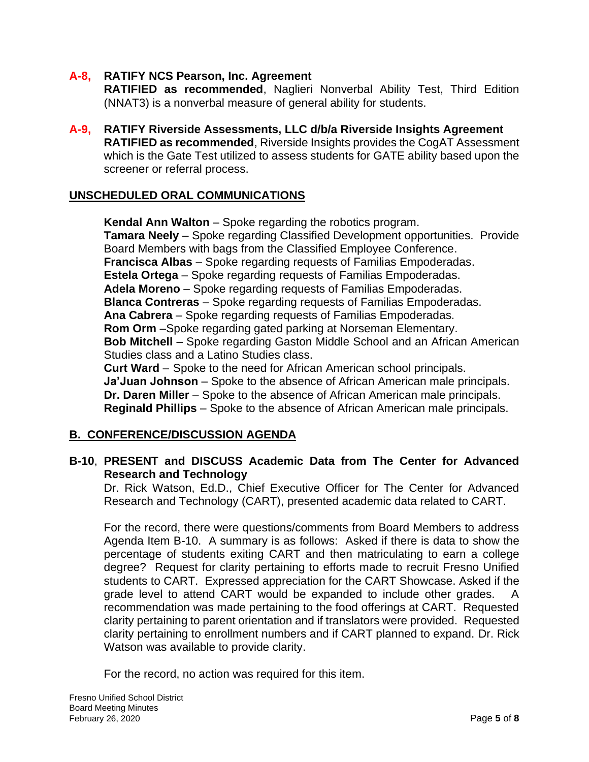**A-8, RATIFY NCS Pearson, Inc. Agreement**
**RATIFIED as recommended**, Naglieri Nonverbal Ability Test, Third Edition (NNAT3) is a nonverbal measure of general ability for students.

**A-9, RATIFY Riverside Assessments, LLC d/b/a Riverside Insights Agreement**
**RATIFIED as recommended**, Riverside Insights provides the CogAT Assessment which is the Gate Test utilized to assess students for GATE ability based upon the screener or referral process.

## UNSCHEDULED ORAL COMMUNICATIONS

**Kendal Ann Walton** – Spoke regarding the robotics program.
**Tamara Neely** – Spoke regarding Classified Development opportunities. Provide Board Members with bags from the Classified Employee Conference.
**Francisca Albas** – Spoke regarding requests of Familias Empoderadas.
**Estela Ortega** – Spoke regarding requests of Familias Empoderadas.
**Adela Moreno** – Spoke regarding requests of Familias Empoderadas.
**Blanca Contreras** – Spoke regarding requests of Familias Empoderadas.
**Ana Cabrera** – Spoke regarding requests of Familias Empoderadas.
**Rom Orm** –Spoke regarding gated parking at Norseman Elementary.
**Bob Mitchell** – Spoke regarding Gaston Middle School and an African American Studies class and a Latino Studies class.
**Curt Ward** – Spoke to the need for African American school principals.
**Ja'Juan Johnson** – Spoke to the absence of African American male principals.
**Dr. Daren Miller** – Spoke to the absence of African American male principals.
**Reginald Phillips** – Spoke to the absence of African American male principals.

## B. CONFERENCE/DISCUSSION AGENDA

**B-10**, **PRESENT and DISCUSS Academic Data from The Center for Advanced Research and Technology**
Dr. Rick Watson, Ed.D., Chief Executive Officer for The Center for Advanced Research and Technology (CART), presented academic data related to CART.

For the record, there were questions/comments from Board Members to address Agenda Item B-10. A summary is as follows: Asked if there is data to show the percentage of students exiting CART and then matriculating to earn a college degree? Request for clarity pertaining to efforts made to recruit Fresno Unified students to CART. Expressed appreciation for the CART Showcase. Asked if the grade level to attend CART would be expanded to include other grades. A recommendation was made pertaining to the food offerings at CART. Requested clarity pertaining to parent orientation and if translators were provided. Requested clarity pertaining to enrollment numbers and if CART planned to expand. Dr. Rick Watson was available to provide clarity.

For the record, no action was required for this item.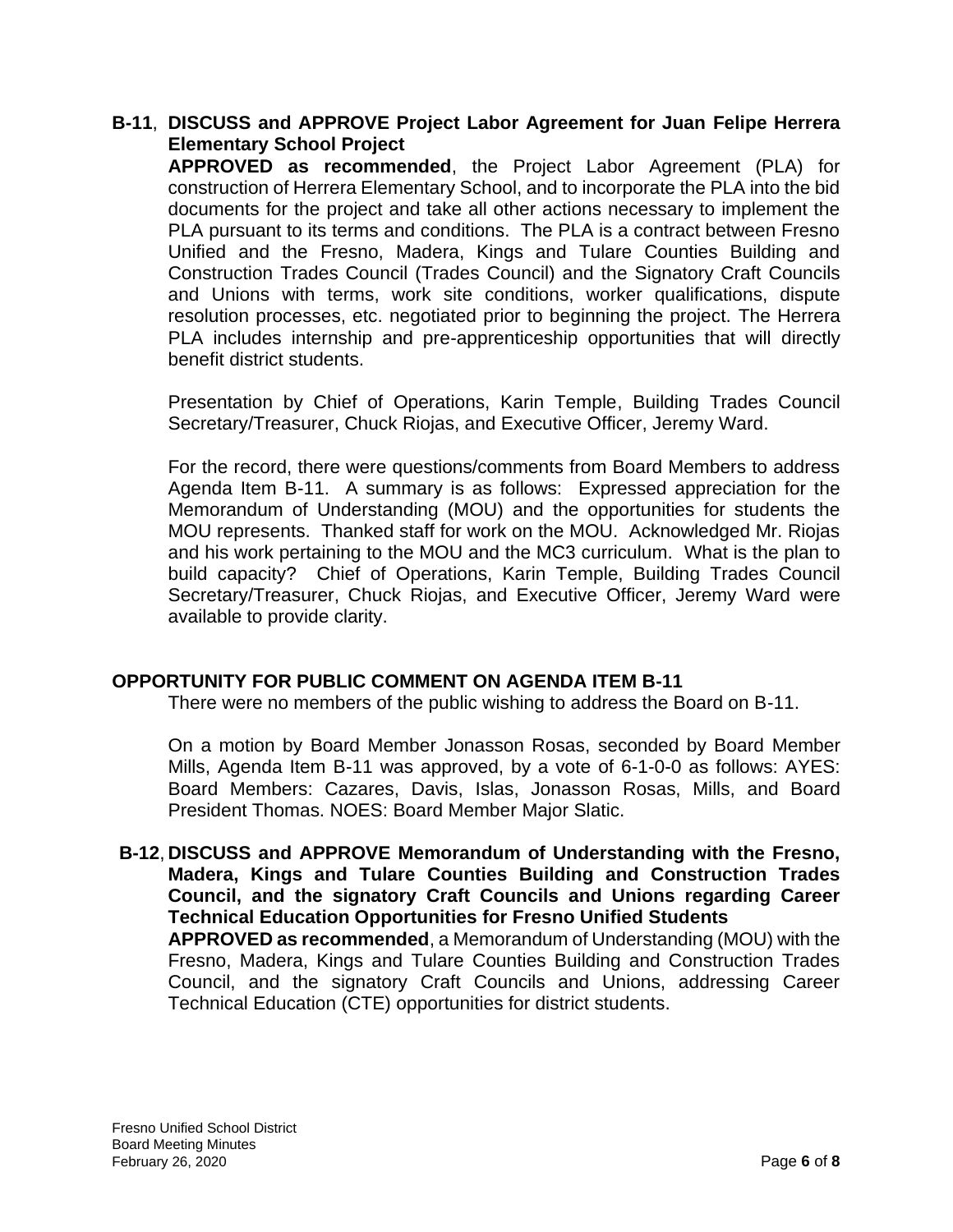**B-11**, **DISCUSS and APPROVE Project Labor Agreement for Juan Felipe Herrera Elementary School Project**

**APPROVED as recommended**, the Project Labor Agreement (PLA) for construction of Herrera Elementary School, and to incorporate the PLA into the bid documents for the project and take all other actions necessary to implement the PLA pursuant to its terms and conditions. The PLA is a contract between Fresno Unified and the Fresno, Madera, Kings and Tulare Counties Building and Construction Trades Council (Trades Council) and the Signatory Craft Councils and Unions with terms, work site conditions, worker qualifications, dispute resolution processes, etc. negotiated prior to beginning the project. The Herrera PLA includes internship and pre-apprenticeship opportunities that will directly benefit district students.

Presentation by Chief of Operations, Karin Temple, Building Trades Council Secretary/Treasurer, Chuck Riojas, and Executive Officer, Jeremy Ward.

For the record, there were questions/comments from Board Members to address Agenda Item B-11. A summary is as follows: Expressed appreciation for the Memorandum of Understanding (MOU) and the opportunities for students the MOU represents. Thanked staff for work on the MOU. Acknowledged Mr. Riojas and his work pertaining to the MOU and the MC3 curriculum. What is the plan to build capacity? Chief of Operations, Karin Temple, Building Trades Council Secretary/Treasurer, Chuck Riojas, and Executive Officer, Jeremy Ward were available to provide clarity.

**OPPORTUNITY FOR PUBLIC COMMENT ON AGENDA ITEM B-11**

There were no members of the public wishing to address the Board on B-11.

On a motion by Board Member Jonasson Rosas, seconded by Board Member Mills, Agenda Item B-11 was approved, by a vote of 6-1-0-0 as follows: AYES: Board Members: Cazares, Davis, Islas, Jonasson Rosas, Mills, and Board President Thomas. NOES: Board Member Major Slatic.

**B-12**, **DISCUSS and APPROVE Memorandum of Understanding with the Fresno, Madera, Kings and Tulare Counties Building and Construction Trades Council, and the signatory Craft Councils and Unions regarding Career Technical Education Opportunities for Fresno Unified Students**

**APPROVED as recommended**, a Memorandum of Understanding (MOU) with the Fresno, Madera, Kings and Tulare Counties Building and Construction Trades Council, and the signatory Craft Councils and Unions, addressing Career Technical Education (CTE) opportunities for district students.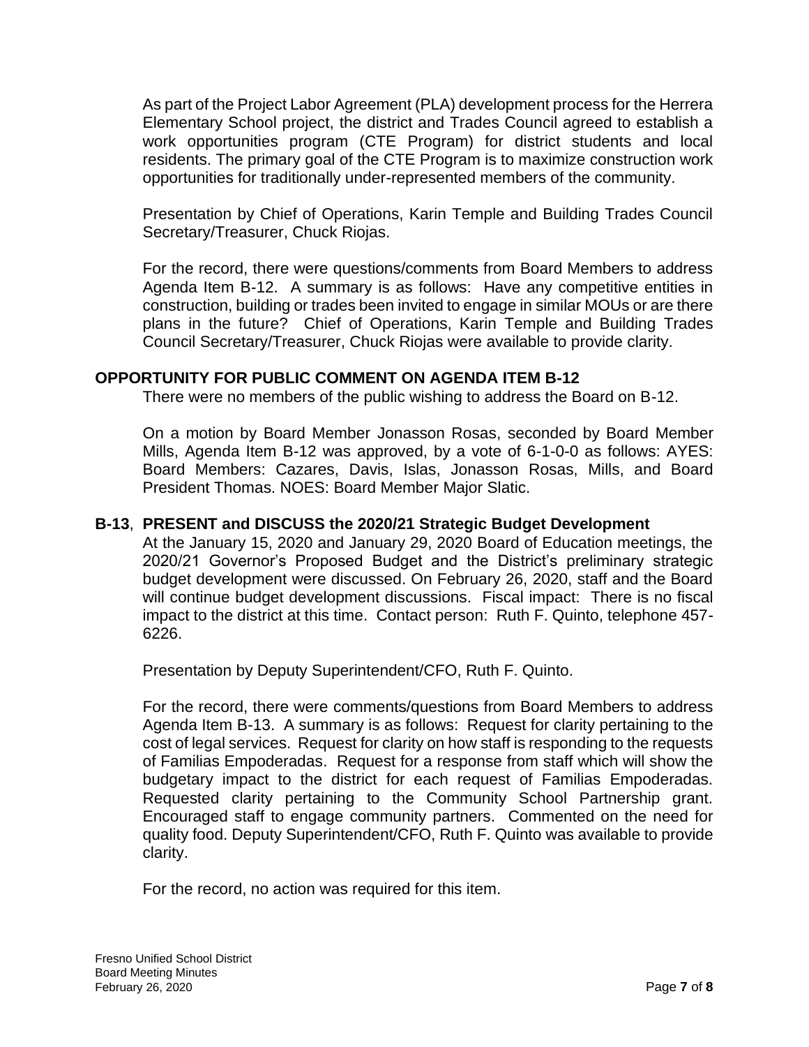As part of the Project Labor Agreement (PLA) development process for the Herrera Elementary School project, the district and Trades Council agreed to establish a work opportunities program (CTE Program) for district students and local residents. The primary goal of the CTE Program is to maximize construction work opportunities for traditionally under-represented members of the community.

Presentation by Chief of Operations, Karin Temple and Building Trades Council Secretary/Treasurer, Chuck Riojas.

For the record, there were questions/comments from Board Members to address Agenda Item B-12. A summary is as follows: Have any competitive entities in construction, building or trades been invited to engage in similar MOUs or are there plans in the future? Chief of Operations, Karin Temple and Building Trades Council Secretary/Treasurer, Chuck Riojas were available to provide clarity.

**OPPORTUNITY FOR PUBLIC COMMENT ON AGENDA ITEM B-12**

There were no members of the public wishing to address the Board on B-12.

On a motion by Board Member Jonasson Rosas, seconded by Board Member Mills, Agenda Item B-12 was approved, by a vote of 6-1-0-0 as follows: AYES: Board Members: Cazares, Davis, Islas, Jonasson Rosas, Mills, and Board President Thomas. NOES: Board Member Major Slatic.

**B-13, PRESENT and DISCUSS the 2020/21 Strategic Budget Development**

At the January 15, 2020 and January 29, 2020 Board of Education meetings, the 2020/21 Governor's Proposed Budget and the District's preliminary strategic budget development were discussed. On February 26, 2020, staff and the Board will continue budget development discussions. Fiscal impact: There is no fiscal impact to the district at this time. Contact person: Ruth F. Quinto, telephone 457-6226.

Presentation by Deputy Superintendent/CFO, Ruth F. Quinto.

For the record, there were comments/questions from Board Members to address Agenda Item B-13. A summary is as follows: Request for clarity pertaining to the cost of legal services. Request for clarity on how staff is responding to the requests of Familias Empoderadas. Request for a response from staff which will show the budgetary impact to the district for each request of Familias Empoderadas. Requested clarity pertaining to the Community School Partnership grant. Encouraged staff to engage community partners. Commented on the need for quality food. Deputy Superintendent/CFO, Ruth F. Quinto was available to provide clarity.

For the record, no action was required for this item.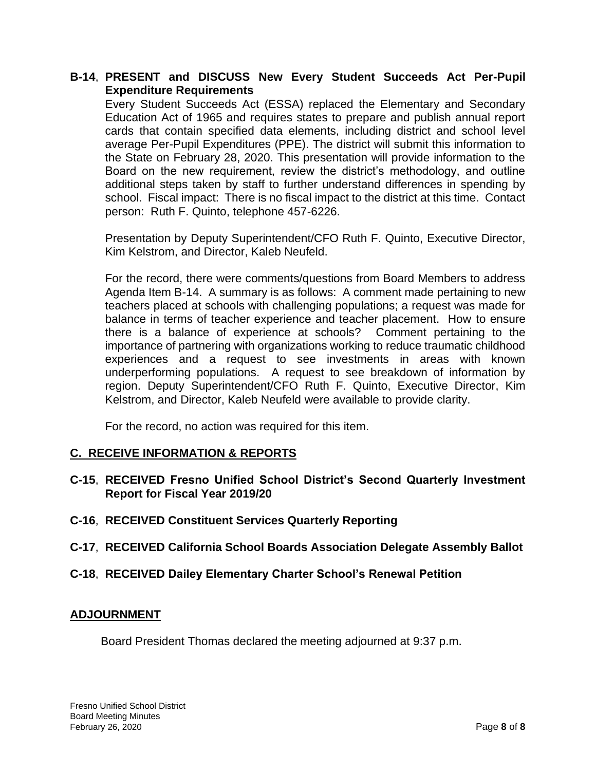**B-14**, **PRESENT and DISCUSS New Every Student Succeeds Act Per-Pupil Expenditure Requirements**

Every Student Succeeds Act (ESSA) replaced the Elementary and Secondary Education Act of 1965 and requires states to prepare and publish annual report cards that contain specified data elements, including district and school level average Per-Pupil Expenditures (PPE). The district will submit this information to the State on February 28, 2020. This presentation will provide information to the Board on the new requirement, review the district's methodology, and outline additional steps taken by staff to further understand differences in spending by school. Fiscal impact: There is no fiscal impact to the district at this time. Contact person: Ruth F. Quinto, telephone 457-6226.

Presentation by Deputy Superintendent/CFO Ruth F. Quinto, Executive Director, Kim Kelstrom, and Director, Kaleb Neufeld.

For the record, there were comments/questions from Board Members to address Agenda Item B-14. A summary is as follows: A comment made pertaining to new teachers placed at schools with challenging populations; a request was made for balance in terms of teacher experience and teacher placement. How to ensure there is a balance of experience at schools? Comment pertaining to the importance of partnering with organizations working to reduce traumatic childhood experiences and a request to see investments in areas with known underperforming populations. A request to see breakdown of information by region. Deputy Superintendent/CFO Ruth F. Quinto, Executive Director, Kim Kelstrom, and Director, Kaleb Neufeld were available to provide clarity.

For the record, no action was required for this item.

## C. RECEIVE INFORMATION & REPORTS

**C-15**, **RECEIVED Fresno Unified School District's Second Quarterly Investment Report for Fiscal Year 2019/20**

**C-16**, **RECEIVED Constituent Services Quarterly Reporting**

**C-17**, **RECEIVED California School Boards Association Delegate Assembly Ballot**

**C-18**, **RECEIVED Dailey Elementary Charter School's Renewal Petition**

## ADJOURNMENT

Board President Thomas declared the meeting adjourned at 9:37 p.m.